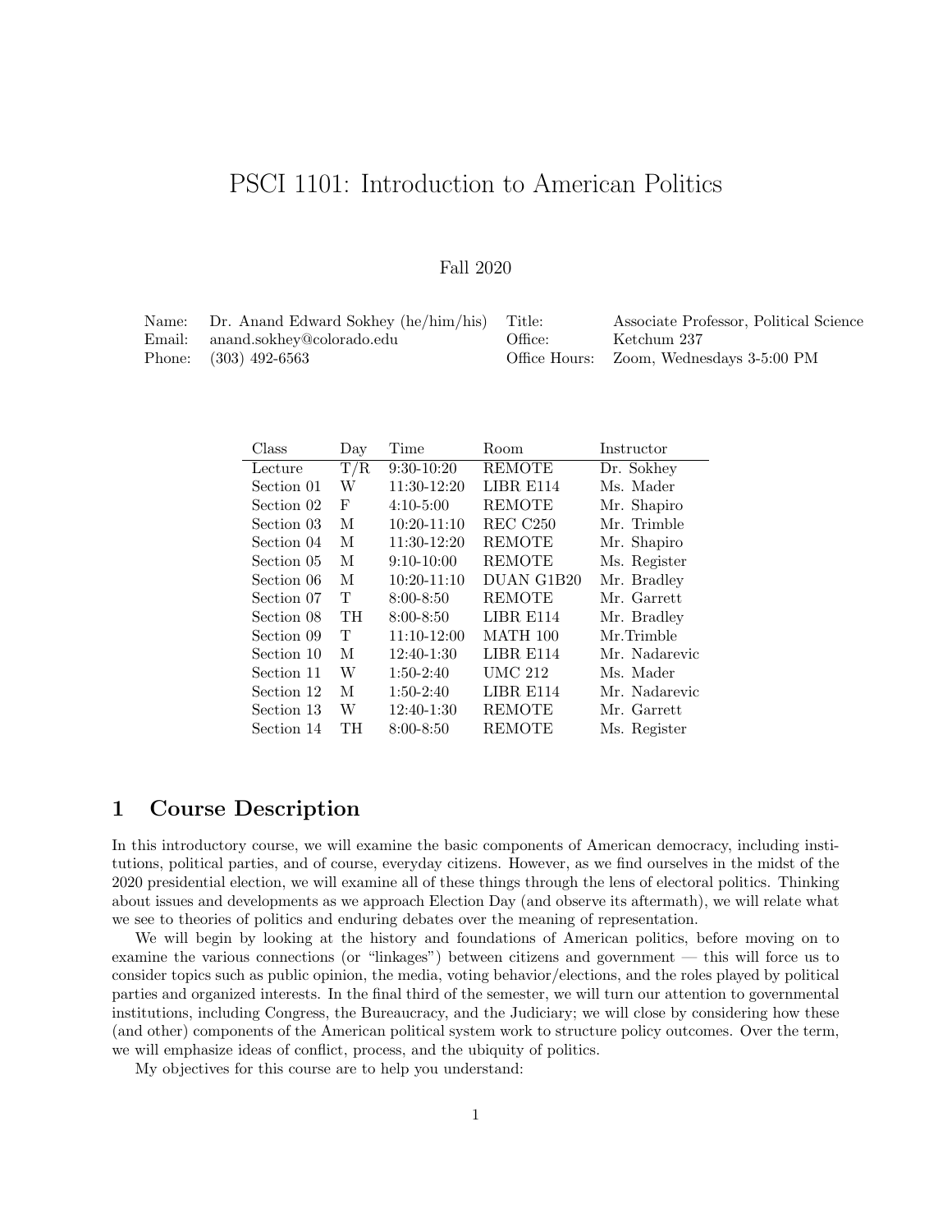# PSCI 1101: Introduction to American Politics

Fall 2020

| | | | |
|---|---|---|---|
| Name: | Dr. Anand Edward Sokhey (he/him/his) | Title: | Associate Professor, Political Science |
| Email: | anand.sokhey@colorado.edu | Office: | Ketchum 237 |
| Phone: | (303) 492-6563 | Office Hours: | Zoom, Wednesdays 3-5:00 PM |

| Class | Day | Time | Room | Instructor |
|---|---|---|---|---|
| Lecture | T/R | 9:30-10:20 | REMOTE | Dr. Sokhey |
| Section 01 | W | 11:30-12:20 | LIBR E114 | Ms. Mader |
| Section 02 | F | 4:10-5:00 | REMOTE | Mr. Shapiro |
| Section 03 | M | 10:20-11:10 | REC C250 | Mr. Trimble |
| Section 04 | M | 11:30-12:20 | REMOTE | Mr. Shapiro |
| Section 05 | M | 9:10-10:00 | REMOTE | Ms. Register |
| Section 06 | M | 10:20-11:10 | DUAN G1B20 | Mr. Bradley |
| Section 07 | T | 8:00-8:50 | REMOTE | Mr. Garrett |
| Section 08 | TH | 8:00-8:50 | LIBR E114 | Mr. Bradley |
| Section 09 | T | 11:10-12:00 | MATH 100 | Mr.Trimble |
| Section 10 | M | 12:40-1:30 | LIBR E114 | Mr. Nadarevic |
| Section 11 | W | 1:50-2:40 | UMC 212 | Ms. Mader |
| Section 12 | M | 1:50-2:40 | LIBR E114 | Mr. Nadarevic |
| Section 13 | W | 12:40-1:30 | REMOTE | Mr. Garrett |
| Section 14 | TH | 8:00-8:50 | REMOTE | Ms. Register |

## 1 Course Description

In this introductory course, we will examine the basic components of American democracy, including institutions, political parties, and of course, everyday citizens. However, as we find ourselves in the midst of the 2020 presidential election, we will examine all of these things through the lens of electoral politics. Thinking about issues and developments as we approach Election Day (and observe its aftermath), we will relate what we see to theories of politics and enduring debates over the meaning of representation.

We will begin by looking at the history and foundations of American politics, before moving on to examine the various connections (or "linkages") between citizens and government — this will force us to consider topics such as public opinion, the media, voting behavior/elections, and the roles played by political parties and organized interests. In the final third of the semester, we will turn our attention to governmental institutions, including Congress, the Bureaucracy, and the Judiciary; we will close by considering how these (and other) components of the American political system work to structure policy outcomes. Over the term, we will emphasize ideas of conflict, process, and the ubiquity of politics.

My objectives for this course are to help you understand: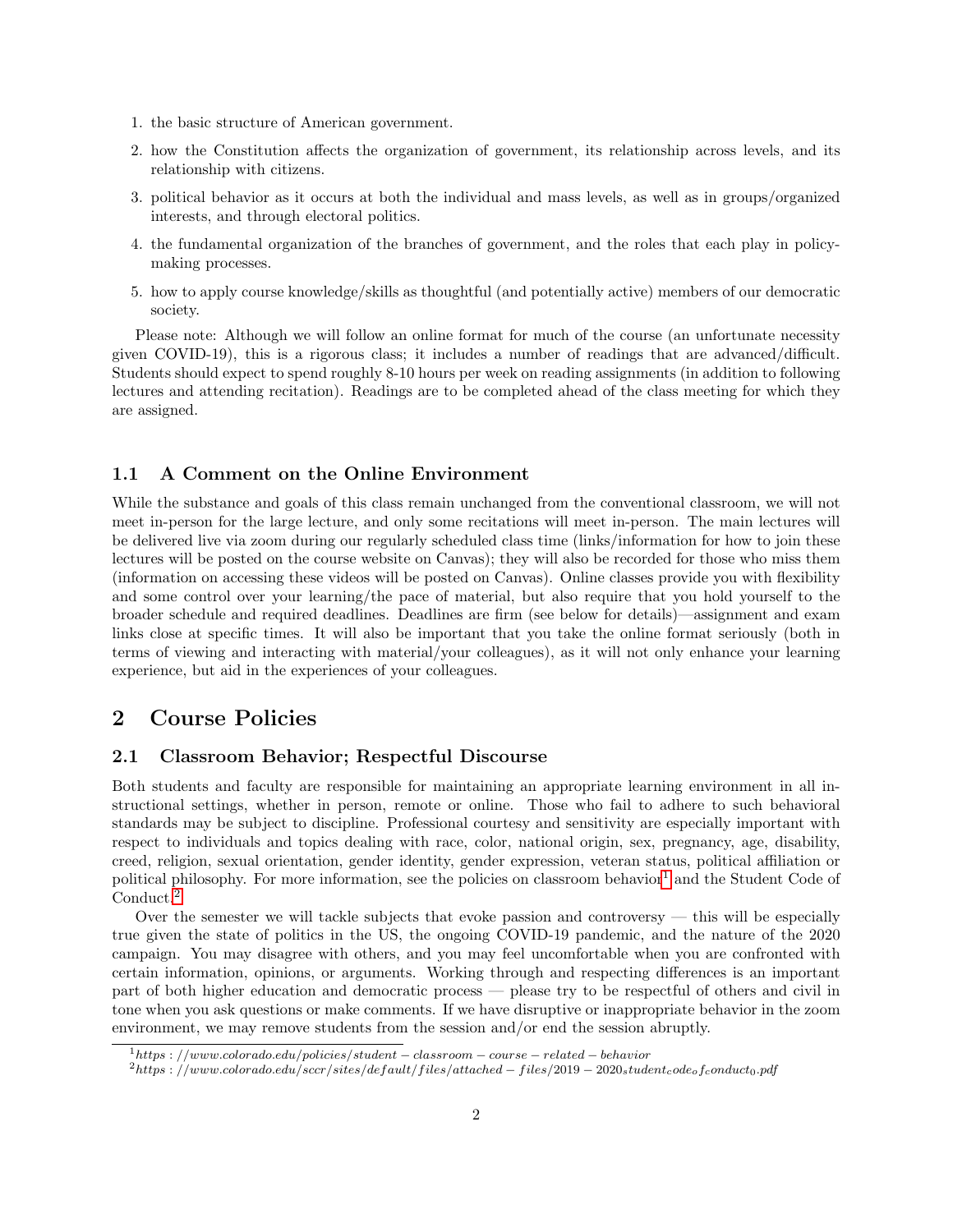1. the basic structure of American government.
2. how the Constitution affects the organization of government, its relationship across levels, and its relationship with citizens.
3. political behavior as it occurs at both the individual and mass levels, as well as in groups/organized interests, and through electoral politics.
4. the fundamental organization of the branches of government, and the roles that each play in policy-making processes.
5. how to apply course knowledge/skills as thoughtful (and potentially active) members of our democratic society.

Please note: Although we will follow an online format for much of the course (an unfortunate necessity given COVID-19), this is a rigorous class; it includes a number of readings that are advanced/difficult. Students should expect to spend roughly 8-10 hours per week on reading assignments (in addition to following lectures and attending recitation). Readings are to be completed ahead of the class meeting for which they are assigned.

### 1.1 A Comment on the Online Environment

While the substance and goals of this class remain unchanged from the conventional classroom, we will not meet in-person for the large lecture, and only some recitations will meet in-person. The main lectures will be delivered live via zoom during our regularly scheduled class time (links/information for how to join these lectures will be posted on the course website on Canvas); they will also be recorded for those who miss them (information on accessing these videos will be posted on Canvas). Online classes provide you with flexibility and some control over your learning/the pace of material, but also require that you hold yourself to the broader schedule and required deadlines. Deadlines are firm (see below for details)—assignment and exam links close at specific times. It will also be important that you take the online format seriously (both in terms of viewing and interacting with material/your colleagues), as it will not only enhance your learning experience, but aid in the experiences of your colleagues.

## 2 Course Policies

### 2.1 Classroom Behavior; Respectful Discourse

Both students and faculty are responsible for maintaining an appropriate learning environment in all instructional settings, whether in person, remote or online. Those who fail to adhere to such behavioral standards may be subject to discipline. Professional courtesy and sensitivity are especially important with respect to individuals and topics dealing with race, color, national origin, sex, pregnancy, age, disability, creed, religion, sexual orientation, gender identity, gender expression, veteran status, political affiliation or political philosophy. For more information, see the policies on classroom behavior[1] and the Student Code of Conduct.[2]

Over the semester we will tackle subjects that evoke passion and controversy — this will be especially true given the state of politics in the US, the ongoing COVID-19 pandemic, and the nature of the 2020 campaign. You may disagree with others, and you may feel uncomfortable when you are confronted with certain information, opinions, or arguments. Working through and respecting differences is an important part of both higher education and democratic process — please try to be respectful of others and civil in tone when you ask questions or make comments. If we have disruptive or inappropriate behavior in the zoom environment, we may remove students from the session and/or end the session abruptly.

[1] https://www.colorado.edu/policies/student-classroom-course-related-behavior

[2] https://www.colorado.edu/sccr/sites/default/files/attached-files/2019-2020_student_code_of_conduct_0.pdf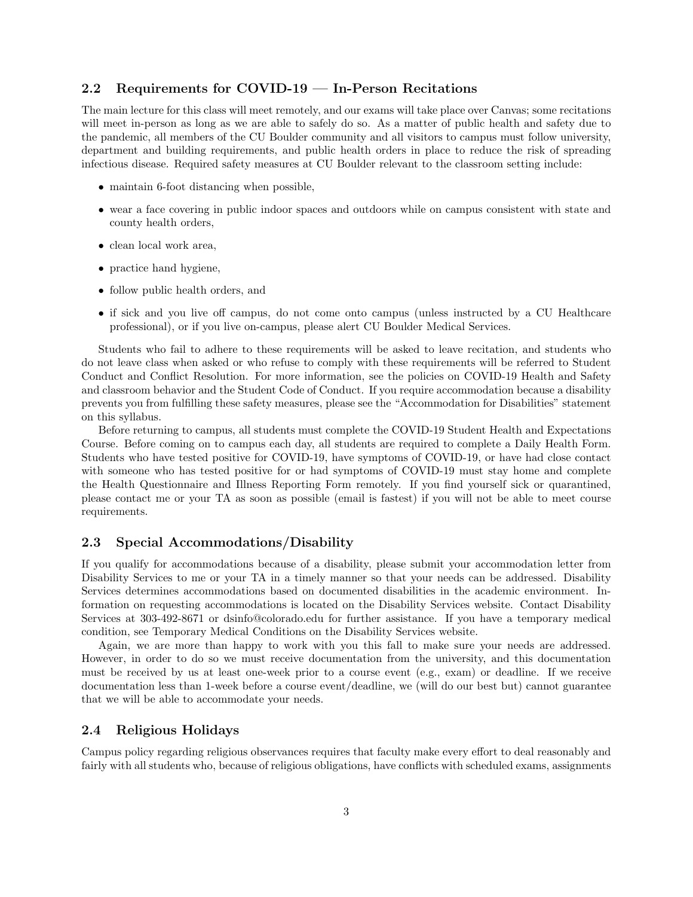## 2.2 Requirements for COVID-19 — In-Person Recitations

The main lecture for this class will meet remotely, and our exams will take place over Canvas; some recitations will meet in-person as long as we are able to safely do so. As a matter of public health and safety due to the pandemic, all members of the CU Boulder community and all visitors to campus must follow university, department and building requirements, and public health orders in place to reduce the risk of spreading infectious disease. Required safety measures at CU Boulder relevant to the classroom setting include:

- maintain 6-foot distancing when possible,
- wear a face covering in public indoor spaces and outdoors while on campus consistent with state and county health orders,
- clean local work area,
- practice hand hygiene,
- follow public health orders, and
- if sick and you live off campus, do not come onto campus (unless instructed by a CU Healthcare professional), or if you live on-campus, please alert CU Boulder Medical Services.

Students who fail to adhere to these requirements will be asked to leave recitation, and students who do not leave class when asked or who refuse to comply with these requirements will be referred to Student Conduct and Conflict Resolution. For more information, see the policies on COVID-19 Health and Safety and classroom behavior and the Student Code of Conduct. If you require accommodation because a disability prevents you from fulfilling these safety measures, please see the "Accommodation for Disabilities" statement on this syllabus.

Before returning to campus, all students must complete the COVID-19 Student Health and Expectations Course. Before coming on to campus each day, all students are required to complete a Daily Health Form. Students who have tested positive for COVID-19, have symptoms of COVID-19, or have had close contact with someone who has tested positive for or had symptoms of COVID-19 must stay home and complete the Health Questionnaire and Illness Reporting Form remotely. If you find yourself sick or quarantined, please contact me or your TA as soon as possible (email is fastest) if you will not be able to meet course requirements.

## 2.3 Special Accommodations/Disability

If you qualify for accommodations because of a disability, please submit your accommodation letter from Disability Services to me or your TA in a timely manner so that your needs can be addressed. Disability Services determines accommodations based on documented disabilities in the academic environment. Information on requesting accommodations is located on the Disability Services website. Contact Disability Services at 303-492-8671 or dsinfo@colorado.edu for further assistance. If you have a temporary medical condition, see Temporary Medical Conditions on the Disability Services website.

Again, we are more than happy to work with you this fall to make sure your needs are addressed. However, in order to do so we must receive documentation from the university, and this documentation must be received by us at least one-week prior to a course event (e.g., exam) or deadline. If we receive documentation less than 1-week before a course event/deadline, we (will do our best but) cannot guarantee that we will be able to accommodate your needs.

## 2.4 Religious Holidays

Campus policy regarding religious observances requires that faculty make every effort to deal reasonably and fairly with all students who, because of religious obligations, have conflicts with scheduled exams, assignments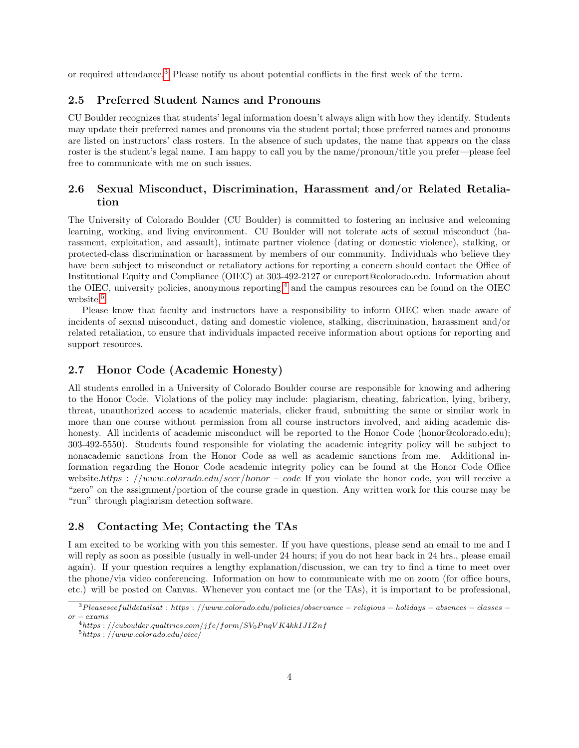or required attendance.[3] Please notify us about potential conflicts in the first week of the term.

### 2.5 Preferred Student Names and Pronouns

CU Boulder recognizes that students' legal information doesn't always align with how they identify. Students may update their preferred names and pronouns via the student portal; those preferred names and pronouns are listed on instructors' class rosters. In the absence of such updates, the name that appears on the class roster is the student's legal name. I am happy to call you by the name/pronoun/title you prefer—please feel free to communicate with me on such issues.

### 2.6 Sexual Misconduct, Discrimination, Harassment and/or Related Retaliation

The University of Colorado Boulder (CU Boulder) is committed to fostering an inclusive and welcoming learning, working, and living environment. CU Boulder will not tolerate acts of sexual misconduct (harassment, exploitation, and assault), intimate partner violence (dating or domestic violence), stalking, or protected-class discrimination or harassment by members of our community. Individuals who believe they have been subject to misconduct or retaliatory actions for reporting a concern should contact the Office of Institutional Equity and Compliance (OIEC) at 303-492-2127 or cureport@colorado.edu. Information about the OIEC, university policies, anonymous reporting,[4] and the campus resources can be found on the OIEC website.[5]

Please know that faculty and instructors have a responsibility to inform OIEC when made aware of incidents of sexual misconduct, dating and domestic violence, stalking, discrimination, harassment and/or related retaliation, to ensure that individuals impacted receive information about options for reporting and support resources.

### 2.7 Honor Code (Academic Honesty)

All students enrolled in a University of Colorado Boulder course are responsible for knowing and adhering to the Honor Code. Violations of the policy may include: plagiarism, cheating, fabrication, lying, bribery, threat, unauthorized access to academic materials, clicker fraud, submitting the same or similar work in more than one course without permission from all course instructors involved, and aiding academic dishonesty. All incidents of academic misconduct will be reported to the Honor Code (honor@colorado.edu); 303-492-5550). Students found responsible for violating the academic integrity policy will be subject to nonacademic sanctions from the Honor Code as well as academic sanctions from me. Additional information regarding the Honor Code academic integrity policy can be found at the Honor Code Office website. *https://www.colorado.edu/sccr/honor-code* If you violate the honor code, you will receive a "zero" on the assignment/portion of the course grade in question. Any written work for this course may be "run" through plagiarism detection software.

### 2.8 Contacting Me; Contacting the TAs

I am excited to be working with you this semester. If you have questions, please send an email to me and I will reply as soon as possible (usually in well-under 24 hours; if you do not hear back in 24 hrs., please email again). If your question requires a lengthy explanation/discussion, we can try to find a time to meet over the phone/via video conferencing. Information on how to communicate with me on zoom (for office hours, etc.) will be posted on Canvas. Whenever you contact me (or the TAs), it is important to be professional,

[3] Please see full details at: https://www.colorado.edu/policies/observance-religious-holidays-absences-classes-or-exams

[4] https://cuboulder.qualtrics.com/jfe/form/SV_0PnqVK4kkIJIZnf

[5] https://www.colorado.edu/oiec/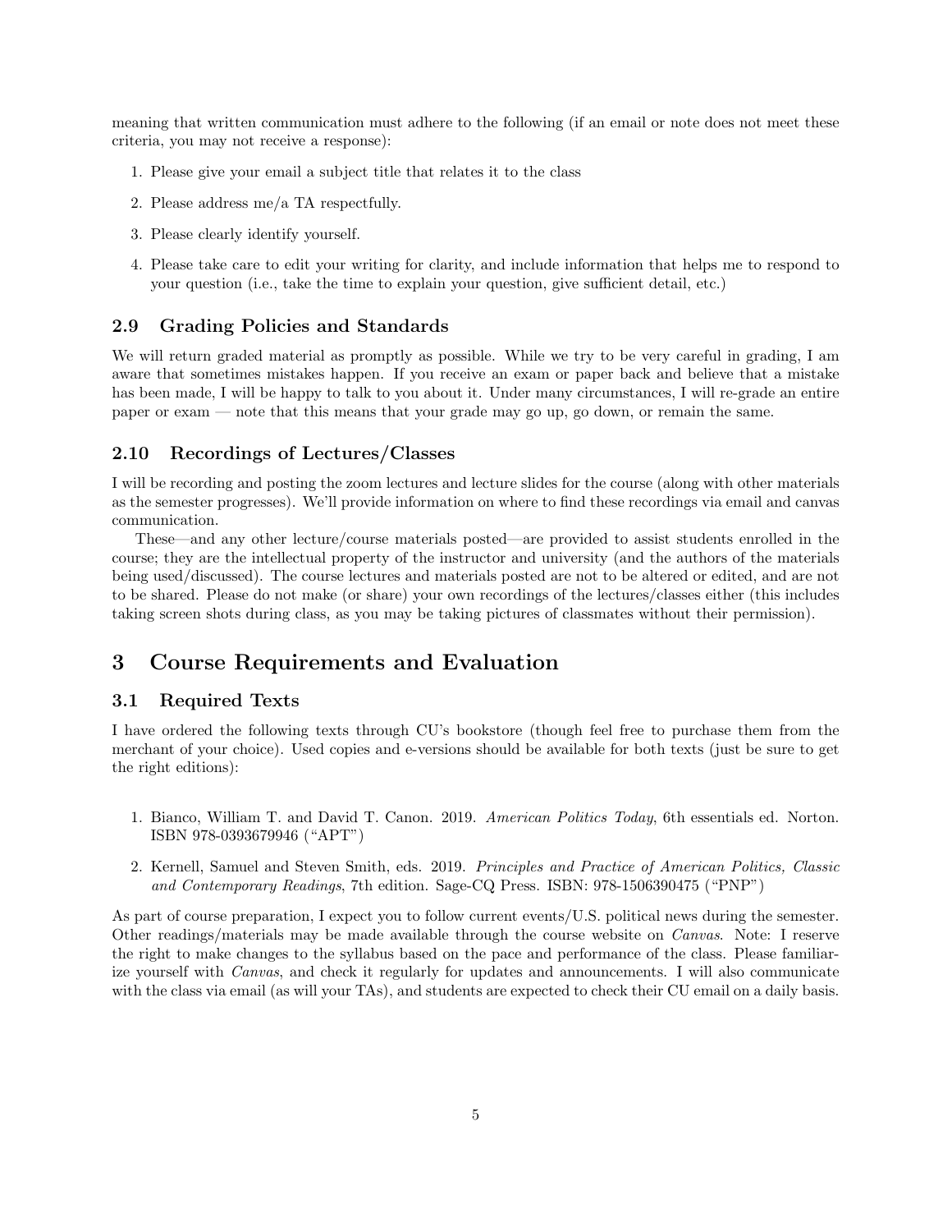meaning that written communication must adhere to the following (if an email or note does not meet these criteria, you may not receive a response):

1. Please give your email a subject title that relates it to the class
2. Please address me/a TA respectfully.
3. Please clearly identify yourself.
4. Please take care to edit your writing for clarity, and include information that helps me to respond to your question (i.e., take the time to explain your question, give sufficient detail, etc.)

### 2.9 Grading Policies and Standards

We will return graded material as promptly as possible. While we try to be very careful in grading, I am aware that sometimes mistakes happen. If you receive an exam or paper back and believe that a mistake has been made, I will be happy to talk to you about it. Under many circumstances, I will re-grade an entire paper or exam — note that this means that your grade may go up, go down, or remain the same.

### 2.10 Recordings of Lectures/Classes

I will be recording and posting the zoom lectures and lecture slides for the course (along with other materials as the semester progresses). We'll provide information on where to find these recordings via email and canvas communication.

These—and any other lecture/course materials posted—are provided to assist students enrolled in the course; they are the intellectual property of the instructor and university (and the authors of the materials being used/discussed). The course lectures and materials posted are not to be altered or edited, and are not to be shared. Please do not make (or share) your own recordings of the lectures/classes either (this includes taking screen shots during class, as you may be taking pictures of classmates without their permission).

## 3 Course Requirements and Evaluation

### 3.1 Required Texts

I have ordered the following texts through CU's bookstore (though feel free to purchase them from the merchant of your choice). Used copies and e-versions should be available for both texts (just be sure to get the right editions):

1. Bianco, William T. and David T. Canon. 2019. *American Politics Today*, 6th essentials ed. Norton. ISBN 978-0393679946 ("APT")
2. Kernell, Samuel and Steven Smith, eds. 2019. *Principles and Practice of American Politics, Classic and Contemporary Readings*, 7th edition. Sage-CQ Press. ISBN: 978-1506390475 ("PNP")

As part of course preparation, I expect you to follow current events/U.S. political news during the semester. Other readings/materials may be made available through the course website on *Canvas*. Note: I reserve the right to make changes to the syllabus based on the pace and performance of the class. Please familiarize yourself with *Canvas*, and check it regularly for updates and announcements. I will also communicate with the class via email (as will your TAs), and students are expected to check their CU email on a daily basis.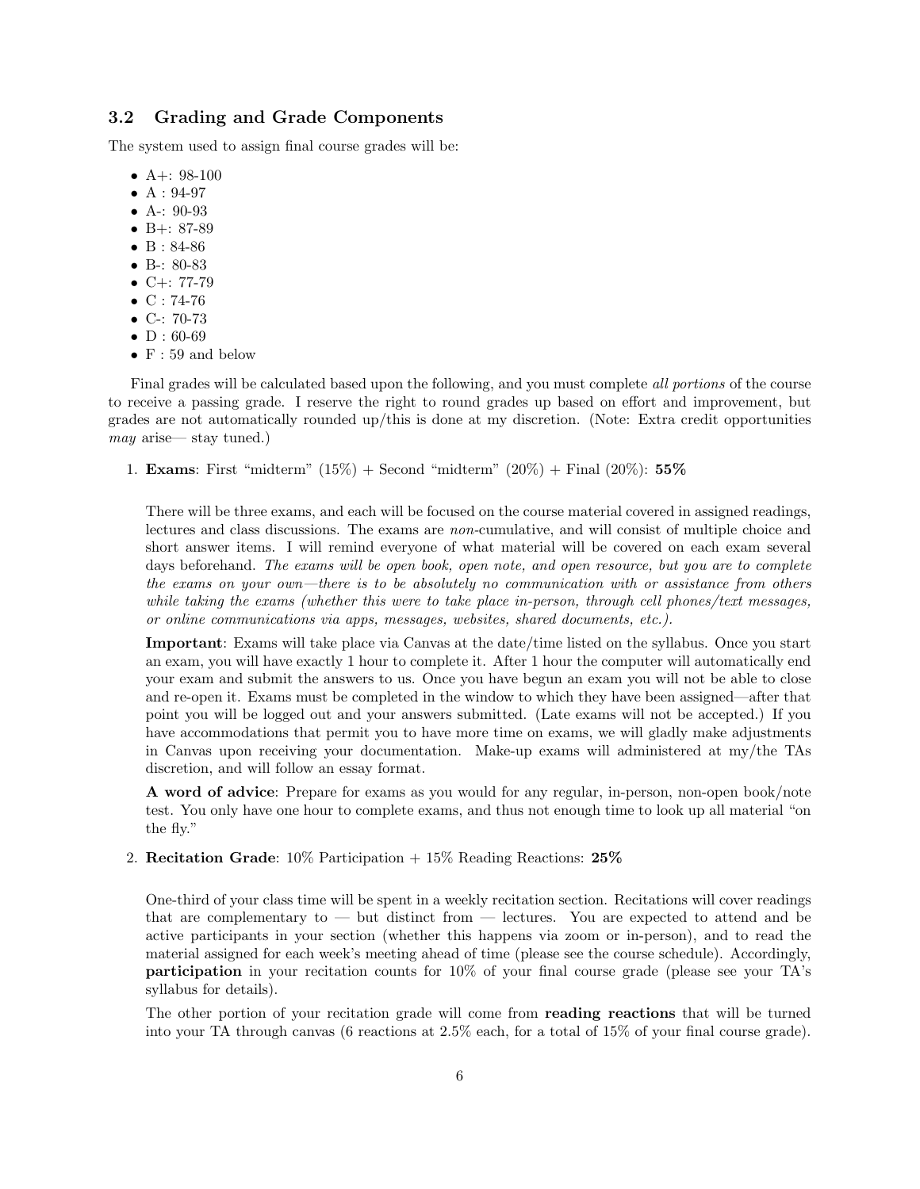### 3.2 Grading and Grade Components

The system used to assign final course grades will be:

- A+: 98-100
- A : 94-97
- A-: 90-93
- B+: 87-89
- B : 84-86
- B-: 80-83
- C+: 77-79
- C : 74-76
- C-: 70-73
- D : 60-69
- F : 59 and below

Final grades will be calculated based upon the following, and you must complete *all portions* of the course to receive a passing grade. I reserve the right to round grades up based on effort and improvement, but grades are not automatically rounded up/this is done at my discretion. (Note: Extra credit opportunities *may* arise— stay tuned.)

1. **Exams**: First "midterm" (15%) + Second "midterm" (20%) + Final (20%): **55%**

   There will be three exams, and each will be focused on the course material covered in assigned readings, lectures and class discussions. The exams are *non*-cumulative, and will consist of multiple choice and short answer items. I will remind everyone of what material will be covered on each exam several days beforehand. *The exams will be open book, open note, and open resource, but you are to complete the exams on your own—there is to be absolutely no communication with or assistance from others while taking the exams (whether this were to take place in-person, through cell phones/text messages, or online communications via apps, messages, websites, shared documents, etc.).*

   **Important**: Exams will take place via Canvas at the date/time listed on the syllabus. Once you start an exam, you will have exactly 1 hour to complete it. After 1 hour the computer will automatically end your exam and submit the answers to us. Once you have begun an exam you will not be able to close and re-open it. Exams must be completed in the window to which they have been assigned—after that point you will be logged out and your answers submitted. (Late exams will not be accepted.) If you have accommodations that permit you to have more time on exams, we will gladly make adjustments in Canvas upon receiving your documentation. Make-up exams will administered at my/the TAs discretion, and will follow an essay format.

   **A word of advice**: Prepare for exams as you would for any regular, in-person, non-open book/note test. You only have one hour to complete exams, and thus not enough time to look up all material "on the fly."

2. **Recitation Grade**: 10% Participation + 15% Reading Reactions: **25%**

   One-third of your class time will be spent in a weekly recitation section. Recitations will cover readings that are complementary to — but distinct from — lectures. You are expected to attend and be active participants in your section (whether this happens via zoom or in-person), and to read the material assigned for each week's meeting ahead of time (please see the course schedule). Accordingly, **participation** in your recitation counts for 10% of your final course grade (please see your TA's syllabus for details).

   The other portion of your recitation grade will come from **reading reactions** that will be turned into your TA through canvas (6 reactions at 2.5% each, for a total of 15% of your final course grade).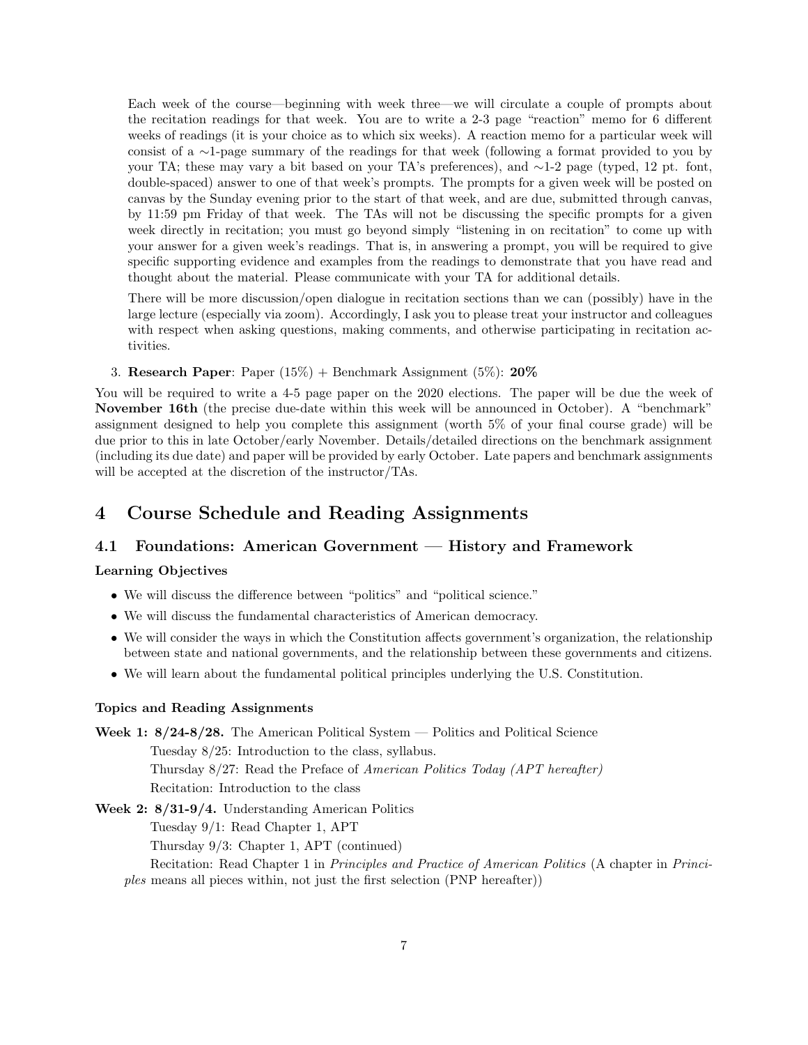Each week of the course—beginning with week three—we will circulate a couple of prompts about the recitation readings for that week. You are to write a 2-3 page "reaction" memo for 6 different weeks of readings (it is your choice as to which six weeks). A reaction memo for a particular week will consist of a ∼1-page summary of the readings for that week (following a format provided to you by your TA; these may vary a bit based on your TA's preferences), and ∼1-2 page (typed, 12 pt. font, double-spaced) answer to one of that week's prompts. The prompts for a given week will be posted on canvas by the Sunday evening prior to the start of that week, and are due, submitted through canvas, by 11:59 pm Friday of that week. The TAs will not be discussing the specific prompts for a given week directly in recitation; you must go beyond simply "listening in on recitation" to come up with your answer for a given week's readings. That is, in answering a prompt, you will be required to give specific supporting evidence and examples from the readings to demonstrate that you have read and thought about the material. Please communicate with your TA for additional details.

There will be more discussion/open dialogue in recitation sections than we can (possibly) have in the large lecture (especially via zoom). Accordingly, I ask you to please treat your instructor and colleagues with respect when asking questions, making comments, and otherwise participating in recitation activities.

3. **Research Paper**: Paper (15%) + Benchmark Assignment (5%): **20%**

You will be required to write a 4-5 page paper on the 2020 elections. The paper will be due the week of **November 16th** (the precise due-date within this week will be announced in October). A "benchmark" assignment designed to help you complete this assignment (worth 5% of your final course grade) will be due prior to this in late October/early November. Details/detailed directions on the benchmark assignment (including its due date) and paper will be provided by early October. Late papers and benchmark assignments will be accepted at the discretion of the instructor/TAs.

# 4 Course Schedule and Reading Assignments

## 4.1 Foundations: American Government — History and Framework

**Learning Objectives**

- We will discuss the difference between "politics" and "political science."
- We will discuss the fundamental characteristics of American democracy.
- We will consider the ways in which the Constitution affects government's organization, the relationship between state and national governments, and the relationship between these governments and citizens.
- We will learn about the fundamental political principles underlying the U.S. Constitution.

**Topics and Reading Assignments**

**Week 1: 8/24-8/28.** The American Political System — Politics and Political Science

Tuesday 8/25: Introduction to the class, syllabus.

Thursday 8/27: Read the Preface of *American Politics Today (APT hereafter)*

Recitation: Introduction to the class

**Week 2: 8/31-9/4.** Understanding American Politics

Tuesday 9/1: Read Chapter 1, APT

Thursday 9/3: Chapter 1, APT (continued)

Recitation: Read Chapter 1 in *Principles and Practice of American Politics* (A chapter in *Principles* means all pieces within, not just the first selection (PNP hereafter))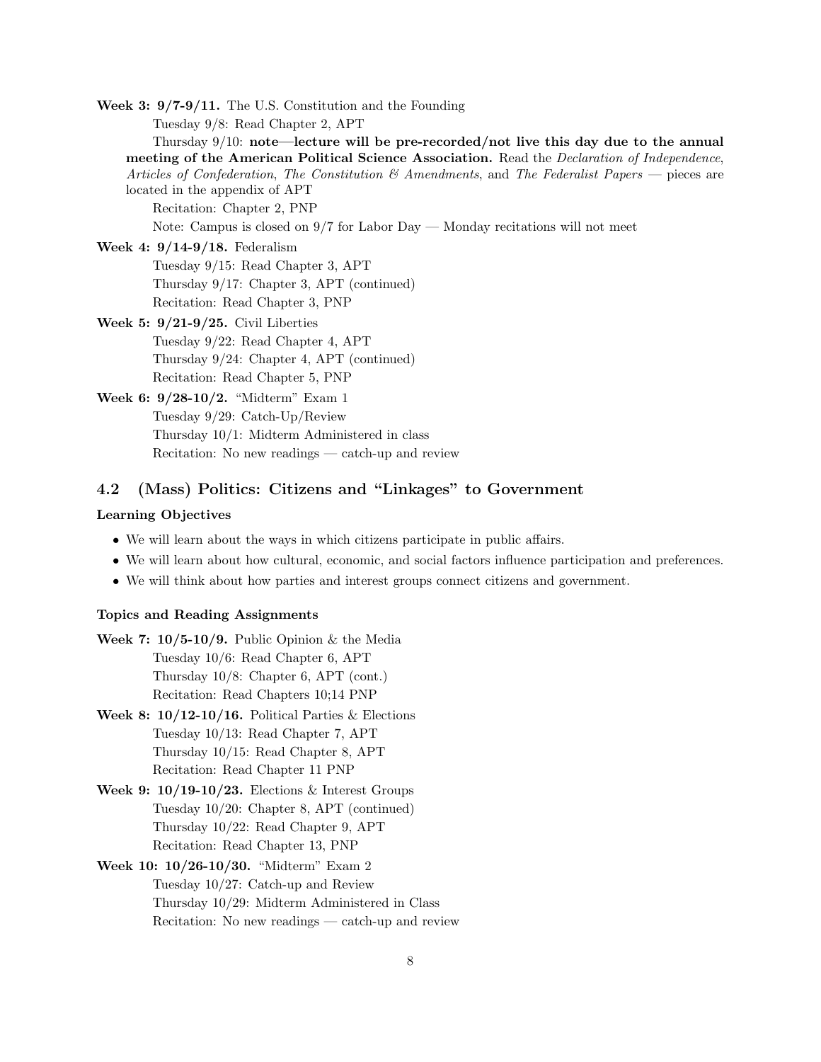**Week 3: 9/7-9/11.** The U.S. Constitution and the Founding

Tuesday 9/8: Read Chapter 2, APT

Thursday 9/10: **note—lecture will be pre-recorded/not live this day due to the annual meeting of the American Political Science Association.** Read the *Declaration of Independence*, *Articles of Confederation*, *The Constitution & Amendments*, and *The Federalist Papers* — pieces are located in the appendix of APT

Recitation: Chapter 2, PNP

Note: Campus is closed on 9/7 for Labor Day — Monday recitations will not meet

**Week 4: 9/14-9/18.** Federalism

Tuesday 9/15: Read Chapter 3, APT

Thursday 9/17: Chapter 3, APT (continued)

Recitation: Read Chapter 3, PNP

**Week 5: 9/21-9/25.** Civil Liberties

Tuesday 9/22: Read Chapter 4, APT

Thursday 9/24: Chapter 4, APT (continued)

Recitation: Read Chapter 5, PNP

**Week 6: 9/28-10/2.** "Midterm" Exam 1

Tuesday 9/29: Catch-Up/Review

Thursday 10/1: Midterm Administered in class

Recitation: No new readings — catch-up and review

## 4.2 (Mass) Politics: Citizens and "Linkages" to Government

### Learning Objectives

- We will learn about the ways in which citizens participate in public affairs.
- We will learn about how cultural, economic, and social factors influence participation and preferences.
- We will think about how parties and interest groups connect citizens and government.

### Topics and Reading Assignments

**Week 7: 10/5-10/9.** Public Opinion & the Media

Tuesday 10/6: Read Chapter 6, APT

Thursday 10/8: Chapter 6, APT (cont.)

Recitation: Read Chapters 10;14 PNP

**Week 8: 10/12-10/16.** Political Parties & Elections

Tuesday 10/13: Read Chapter 7, APT

Thursday 10/15: Read Chapter 8, APT

Recitation: Read Chapter 11 PNP

**Week 9: 10/19-10/23.** Elections & Interest Groups

Tuesday 10/20: Chapter 8, APT (continued)

Thursday 10/22: Read Chapter 9, APT

Recitation: Read Chapter 13, PNP

**Week 10: 10/26-10/30.** "Midterm" Exam 2

Tuesday 10/27: Catch-up and Review

Thursday 10/29: Midterm Administered in Class

Recitation: No new readings — catch-up and review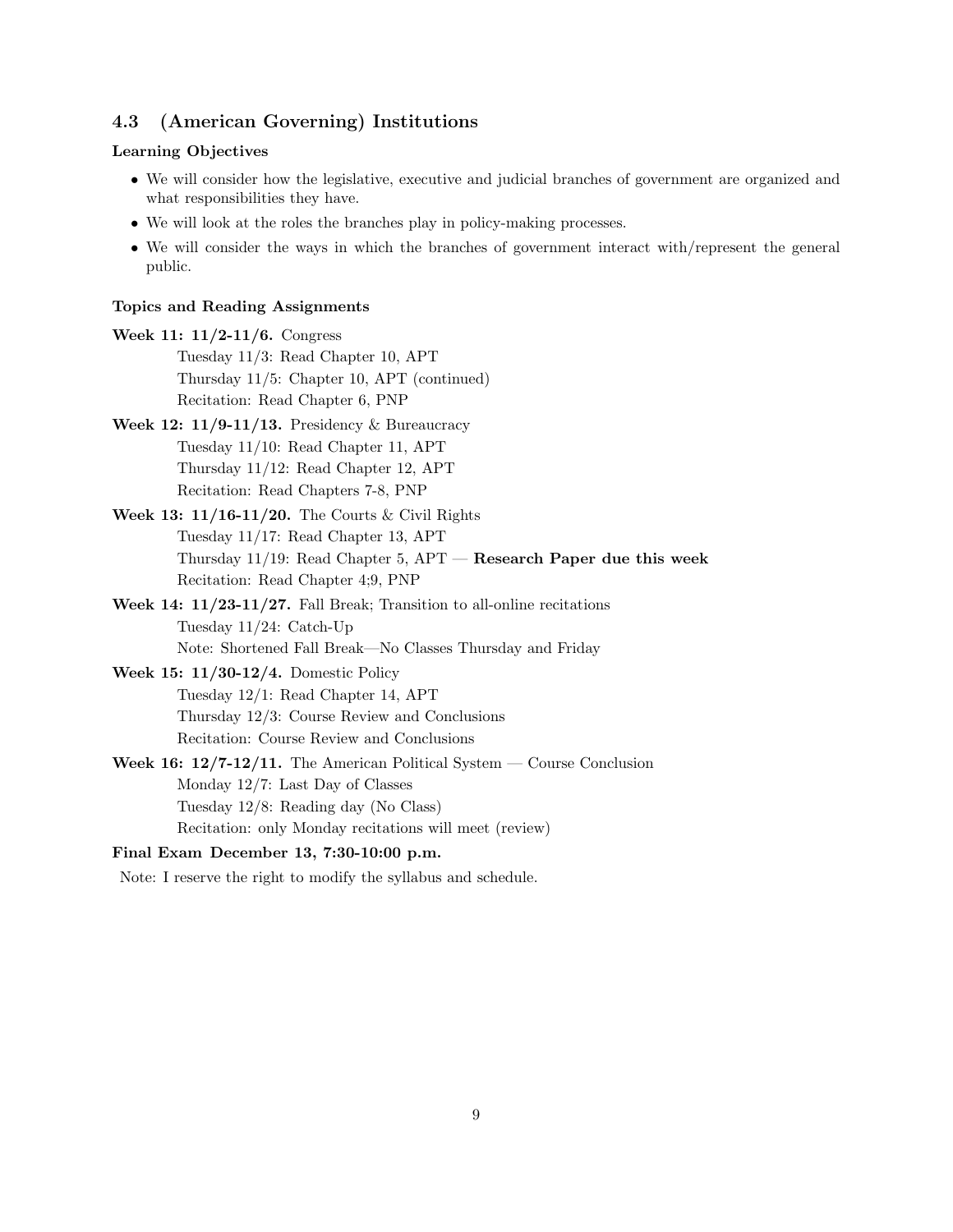## 4.3 (American Governing) Institutions

**Learning Objectives**

- We will consider how the legislative, executive and judicial branches of government are organized and what responsibilities they have.
- We will look at the roles the branches play in policy-making processes.
- We will consider the ways in which the branches of government interact with/represent the general public.

**Topics and Reading Assignments**

**Week 11: 11/2-11/6.** Congress
  Tuesday 11/3: Read Chapter 10, APT
  Thursday 11/5: Chapter 10, APT (continued)
  Recitation: Read Chapter 6, PNP

**Week 12: 11/9-11/13.** Presidency & Bureaucracy
  Tuesday 11/10: Read Chapter 11, APT
  Thursday 11/12: Read Chapter 12, APT
  Recitation: Read Chapters 7-8, PNP

**Week 13: 11/16-11/20.** The Courts & Civil Rights
  Tuesday 11/17: Read Chapter 13, APT
  Thursday 11/19: Read Chapter 5, APT — **Research Paper due this week**
  Recitation: Read Chapter 4;9, PNP

**Week 14: 11/23-11/27.** Fall Break; Transition to all-online recitations
  Tuesday 11/24: Catch-Up
  Note: Shortened Fall Break—No Classes Thursday and Friday

**Week 15: 11/30-12/4.** Domestic Policy
  Tuesday 12/1: Read Chapter 14, APT
  Thursday 12/3: Course Review and Conclusions
  Recitation: Course Review and Conclusions

**Week 16: 12/7-12/11.** The American Political System — Course Conclusion
  Monday 12/7: Last Day of Classes
  Tuesday 12/8: Reading day (No Class)
  Recitation: only Monday recitations will meet (review)

**Final Exam December 13, 7:30-10:00 p.m.**

Note: I reserve the right to modify the syllabus and schedule.